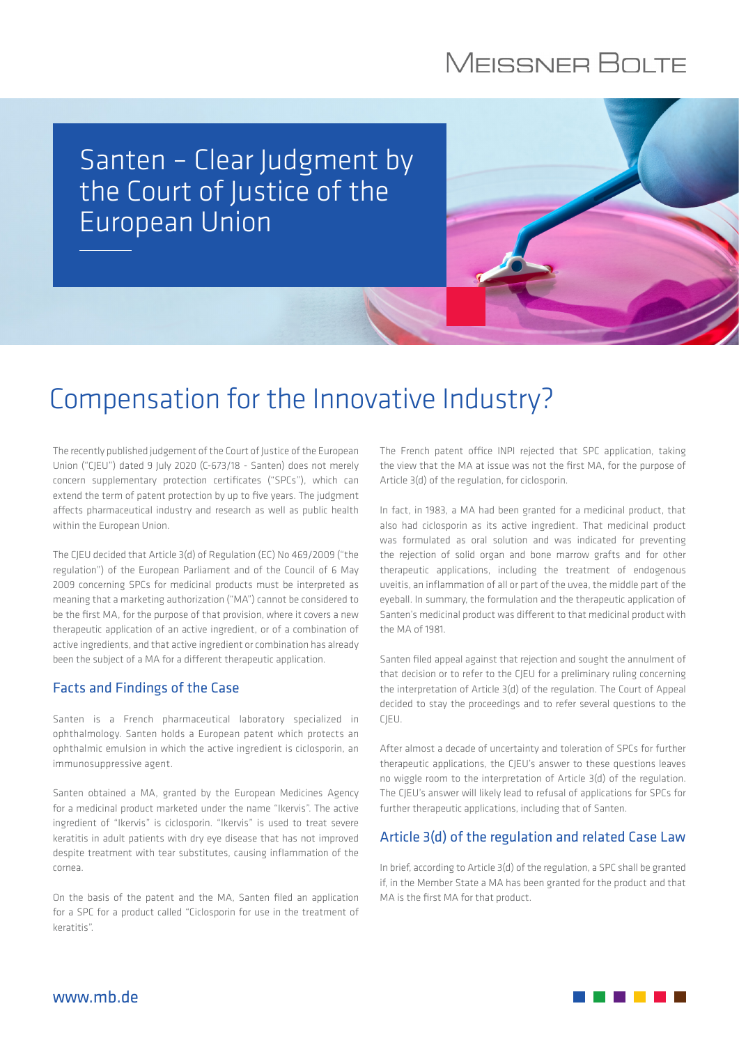# Santen – Clear Judgment by the Court of Justice of the European Union

## Compensation for the Innovative Industry?

The recently published judgement of the Court of Justice of the European Union ("CJEU") dated 9 July 2020 (C-673/18 - Santen) does not merely concern supplementary protection certificates ("SPCs"), which can extend the term of patent protection by up to five years. The judgment affects pharmaceutical industry and research as well as public health within the European Union.

The CJEU decided that Article 3(d) of Regulation (EC) No 469/2009 ("the regulation") of the European Parliament and of the Council of 6 May 2009 concerning SPCs for medicinal products must be interpreted as meaning that a marketing authorization ("MA") cannot be considered to be the first MA, for the purpose of that provision, where it covers a new therapeutic application of an active ingredient, or of a combination of active ingredients, and that active ingredient or combination has already been the subject of a MA for a different therapeutic application.

### Facts and Findings of the Case

Santen is a French pharmaceutical laboratory specialized in ophthalmology. Santen holds a European patent which protects an ophthalmic emulsion in which the active ingredient is ciclosporin, an immunosuppressive agent.

Santen obtained a MA, granted by the European Medicines Agency for a medicinal product marketed under the name "Ikervis". The active ingredient of "Ikervis" is ciclosporin. "Ikervis" is used to treat severe keratitis in adult patients with dry eye disease that has not improved despite treatment with tear substitutes, causing inflammation of the cornea.

On the basis of the patent and the MA, Santen filed an application for a SPC for a product called "Ciclosporin for use in the treatment of keratitis".

The French patent office INPI rejected that SPC application, taking the view that the MA at issue was not the first MA, for the purpose of Article 3(d) of the regulation, for ciclosporin.

In fact, in 1983, a MA had been granted for a medicinal product, that also had ciclosporin as its active ingredient. That medicinal product was formulated as oral solution and was indicated for preventing the rejection of solid organ and bone marrow grafts and for other therapeutic applications, including the treatment of endogenous uveitis, an inflammation of all or part of the uvea, the middle part of the eyeball. In summary, the formulation and the therapeutic application of Santen's medicinal product was different to that medicinal product with the MA of 1981.

Santen filed appeal against that rejection and sought the annulment of that decision or to refer to the CJEU for a preliminary ruling concerning the interpretation of Article 3(d) of the regulation. The Court of Appeal decided to stay the proceedings and to refer several questions to the CJEU.

After almost a decade of uncertainty and toleration of SPCs for further therapeutic applications, the CJEU's answer to these questions leaves no wiggle room to the interpretation of Article 3(d) of the regulation. The CJEU's answer will likely lead to refusal of applications for SPCs for further therapeutic applications, including that of Santen.

### Article 3(d) of the regulation and related Case Law

In brief, according to Article 3(d) of the regulation, a SPC shall be granted if, in the Member State a MA has been granted for the product and that MA is the first MA for that product.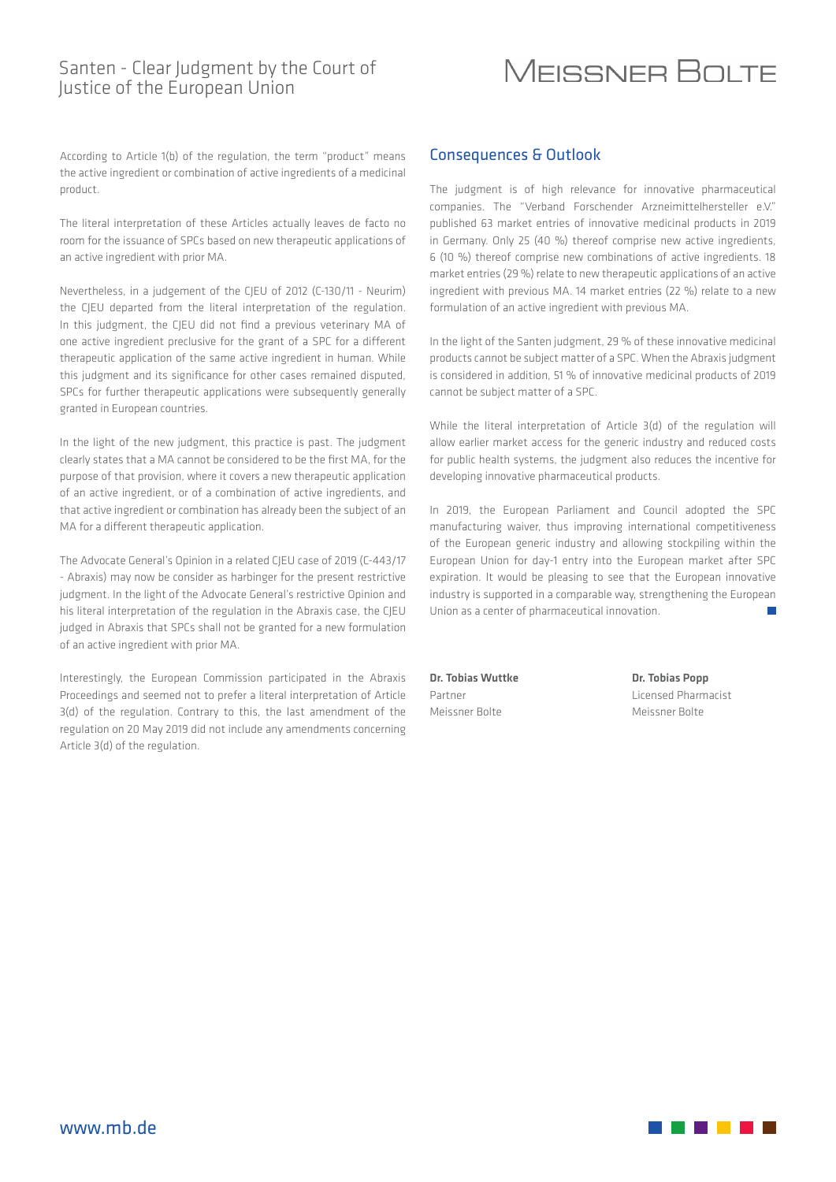According to Article 1(b) of the regulation, the term "product" means the active ingredient or combination of active ingredients of a medicinal product.

The literal interpretation of these Articles actually leaves de facto no room for the issuance of SPCs based on new therapeutic applications of an active ingredient with prior MA.

Nevertheless, in a judgement of the CJEU of 2012 (C-130/11 - Neurim) the CJEU departed from the literal interpretation of the regulation. In this judgment, the CJEU did not find a previous veterinary MA of one active ingredient preclusive for the grant of a SPC for a different therapeutic application of the same active ingredient in human. While this judgment and its significance for other cases remained disputed, SPCs for further therapeutic applications were subsequently generally granted in European countries.

In the light of the new judgment, this practice is past. The judgment clearly states that a MA cannot be considered to be the first MA, for the purpose of that provision, where it covers a new therapeutic application of an active ingredient, or of a combination of active ingredients, and that active ingredient or combination has already been the subject of an MA for a different therapeutic application.

The Advocate General's Opinion in a related CJEU case of 2019 (C-443/17 - Abraxis) may now be consider as harbinger for the present restrictive judgment. In the light of the Advocate General's restrictive Opinion and his literal interpretation of the regulation in the Abraxis case, the CJEU judged in Abraxis that SPCs shall not be granted for a new formulation of an active ingredient with prior MA.

Interestingly, the European Commission participated in the Abraxis Proceedings and seemed not to prefer a literal interpretation of Article 3(d) of the regulation. Contrary to this, the last amendment of the regulation on 20 May 2019 did not include any amendments concerning Article 3(d) of the regulation.

## Consequences & Outlook

The judgment is of high relevance for innovative pharmaceutical companies. The "Verband Forschender Arzneimittelhersteller e.V." published 63 market entries of innovative medicinal products in 2019 in Germany. Only 25 (40 %) thereof comprise new active ingredients, 6 (10 %) thereof comprise new combinations of active ingredients. 18 market entries (29 %) relate to new therapeutic applications of an active ingredient with previous MA. 14 market entries (22 %) relate to a new formulation of an active ingredient with previous MA.

In the light of the Santen judgment, 29 % of these innovative medicinal products cannot be subject matter of a SPC. When the Abraxis judgment is considered in addition, 51 % of innovative medicinal products of 2019 cannot be subject matter of a SPC.

While the literal interpretation of Article 3(d) of the regulation will allow earlier market access for the generic industry and reduced costs for public health systems, the judgment also reduces the incentive for developing innovative pharmaceutical products.

In 2019, the European Parliament and Council adopted the SPC manufacturing waiver, thus improving international competitiveness of the European generic industry and allowing stockpiling within the European Union for day-1 entry into the European market after SPC expiration. It would be pleasing to see that the European innovative industry is supported in a comparable way, strengthening the European Union as a center of pharmaceutical innovation.

**Dr. Tobias Wuttke**
Partner
Meissner Bolte

**Dr. Tobias Popp**
Licensed Pharmacist
Meissner Bolte